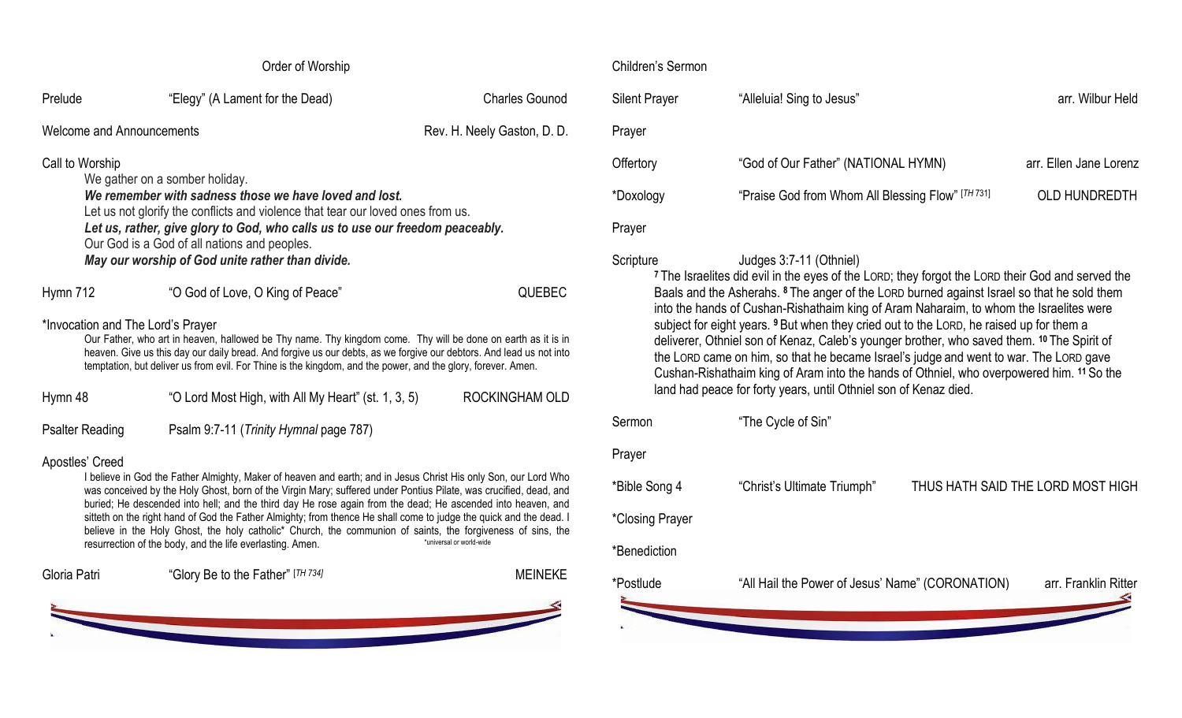# Order of Worship

Prelude — "Elegy" (A Lament for the Dead) — Charles Gounod

Welcome and Announcements — Rev. H. Neely Gaston, D. D.

Call to Worship

We gather on a somber holiday.
***We remember with sadness those we have loved and lost.***
Let us not glorify the conflicts and violence that tear our loved ones from us.
***Let us, rather, give glory to God, who calls us to use our freedom peaceably.***
Our God is a God of all nations and peoples.
***May our worship of God unite rather than divide.***

Hymn 712 — "O God of Love, O King of Peace" — QUEBEC

*Invocation and The Lord's Prayer

Our Father, who art in heaven, hallowed be Thy name. Thy kingdom come. Thy will be done on earth as it is in heaven. Give us this day our daily bread. And forgive us our debts, as we forgive our debtors. And lead us not into temptation, but deliver us from evil. For Thine is the kingdom, and the power, and the glory, forever. Amen.

Hymn 48 — "O Lord Most High, with All My Heart" (st. 1, 3, 5) — ROCKINGHAM OLD

Psalter Reading — Psalm 9:7-11 (*Trinity Hymnal* page 787)

Apostles' Creed

I believe in God the Father Almighty, Maker of heaven and earth; and in Jesus Christ His only Son, our Lord Who was conceived by the Holy Ghost, born of the Virgin Mary; suffered under Pontius Pilate, was crucified, dead, and buried; He descended into hell; and the third day He rose again from the dead; He ascended into heaven, and sitteth on the right hand of God the Father Almighty; from thence He shall come to judge the quick and the dead. I believe in the Holy Ghost, the holy catholic* Church, the communion of saints, the forgiveness of sins, the resurrection of the body, and the life everlasting. Amen.

*universal or world-wide

Gloria Patri — "Glory Be to the Father" [TH 734] — MEINEKE

Children's Sermon

Silent Prayer — "Alleluia! Sing to Jesus" — arr. Wilbur Held

Prayer

Offertory — "God of Our Father" (NATIONAL HYMN) — arr. Ellen Jane Lorenz

*Doxology — "Praise God from Whom All Blessing Flow" [TH 731] — OLD HUNDREDTH

Prayer

Scripture — Judges 3:7-11 (Othniel)

[7] The Israelites did evil in the eyes of the LORD; they forgot the LORD their God and served the Baals and the Asherahs. [8] The anger of the LORD burned against Israel so that he sold them into the hands of Cushan-Rishathaim king of Aram Naharaim, to whom the Israelites were subject for eight years. [9] But when they cried out to the LORD, he raised up for them a deliverer, Othniel son of Kenaz, Caleb's younger brother, who saved them. [10] The Spirit of the LORD came on him, so that he became Israel's judge and went to war. The LORD gave Cushan-Rishathaim king of Aram into the hands of Othniel, who overpowered him. [11] So the land had peace for forty years, until Othniel son of Kenaz died.

Sermon — "The Cycle of Sin"

Prayer

*Bible Song 4 — "Christ's Ultimate Triumph" — THUS HATH SAID THE LORD MOST HIGH

*Closing Prayer

*Benediction

*Postlude — "All Hail the Power of Jesus' Name" (CORONATION) — arr. Franklin Ritter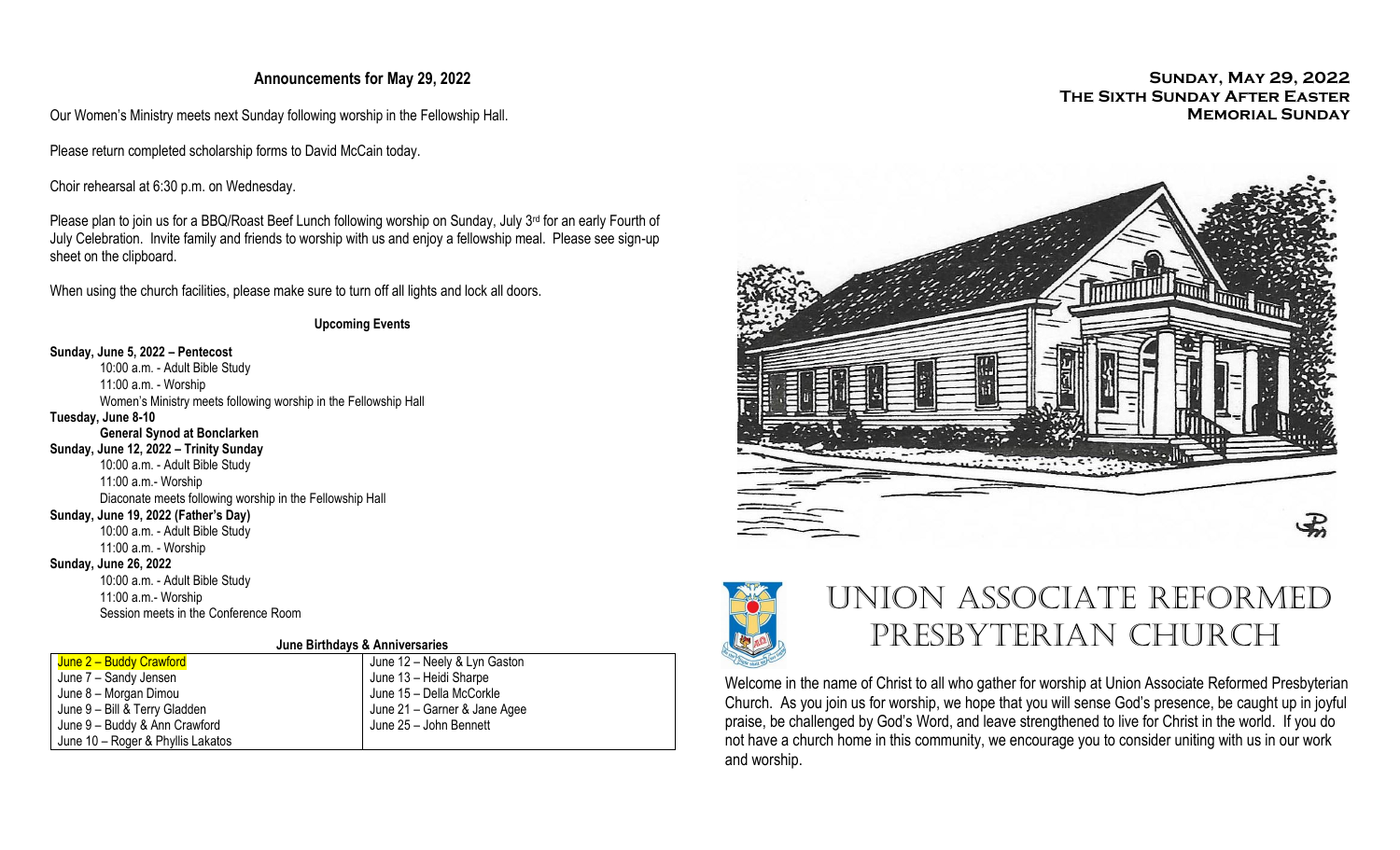## Announcements for May 29, 2022

Our Women's Ministry meets next Sunday following worship in the Fellowship Hall.

Please return completed scholarship forms to David McCain today.

Choir rehearsal at 6:30 p.m. on Wednesday.

Please plan to join us for a BBQ/Roast Beef Lunch following worship on Sunday, July 3rd for an early Fourth of July Celebration. Invite family and friends to worship with us and enjoy a fellowship meal. Please see sign-up sheet on the clipboard.

When using the church facilities, please make sure to turn off all lights and lock all doors.

### Upcoming Events

**Sunday, June 5, 2022 – Pentecost**
- 10:00 a.m. - Adult Bible Study
- 11:00 a.m. - Worship
- Women's Ministry meets following worship in the Fellowship Hall

**Tuesday, June 8-10**
- **General Synod at Bonclarken**

**Sunday, June 12, 2022 – Trinity Sunday**
- 10:00 a.m. - Adult Bible Study
- 11:00 a.m.- Worship
- Diaconate meets following worship in the Fellowship Hall

**Sunday, June 19, 2022 (Father's Day)**
- 10:00 a.m. - Adult Bible Study
- 11:00 a.m. - Worship

**Sunday, June 26, 2022**
- 10:00 a.m. - Adult Bible Study
- 11:00 a.m.- Worship
- Session meets in the Conference Room

### June Birthdays & Anniversaries

| | |
|---|---|
| June 2 – Buddy Crawford | June 12 – Neely & Lyn Gaston |
| June 7 – Sandy Jensen | June 13 – Heidi Sharpe |
| June 8 – Morgan Dimou | June 15 – Della McCorkle |
| June 9 – Bill & Terry Gladden | June 21 – Garner & Jane Agee |
| June 9 – Buddy & Ann Crawford | June 25 – John Bennett |
| June 10 – Roger & Phyllis Lakatos | |

**Sunday, May 29, 2022**
**The Sixth Sunday After Easter**
**Memorial Sunday**

# Union Associate Reformed Presbyterian Church

Welcome in the name of Christ to all who gather for worship at Union Associate Reformed Presbyterian Church. As you join us for worship, we hope that you will sense God's presence, be caught up in joyful praise, be challenged by God's Word, and leave strengthened to live for Christ in the world. If you do not have a church home in this community, we encourage you to consider uniting with us in our work and worship.